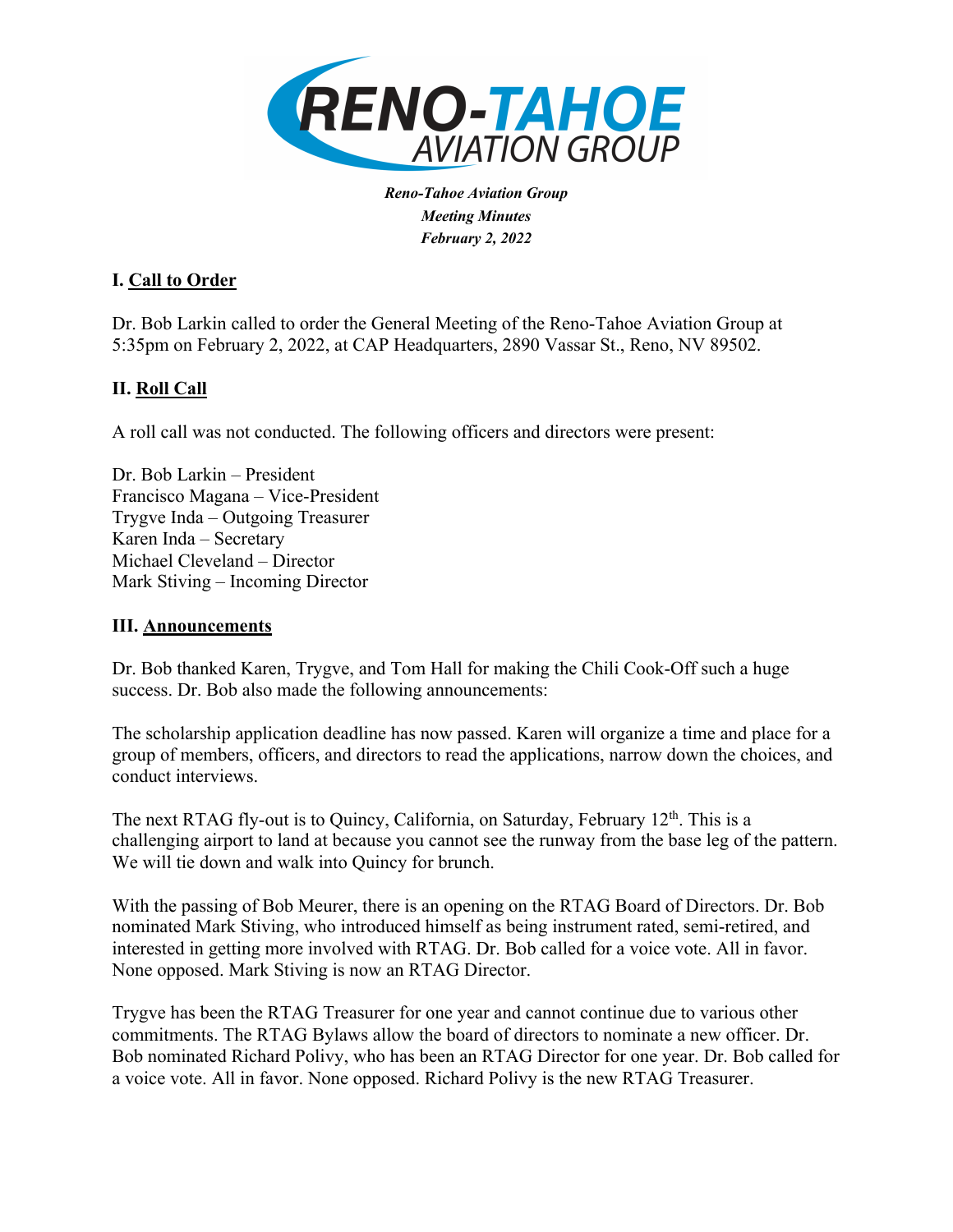***Reno-Tahoe Aviation Group***
***Meeting Minutes***
***February 2, 2022***

## I. Call to Order

Dr. Bob Larkin called to order the General Meeting of the Reno-Tahoe Aviation Group at 5:35pm on February 2, 2022, at CAP Headquarters, 2890 Vassar St., Reno, NV 89502.

## II. Roll Call

A roll call was not conducted. The following officers and directors were present:

Dr. Bob Larkin – President
Francisco Magana – Vice-President
Trygve Inda – Outgoing Treasurer
Karen Inda – Secretary
Michael Cleveland – Director
Mark Stiving – Incoming Director

## III. Announcements

Dr. Bob thanked Karen, Trygve, and Tom Hall for making the Chili Cook-Off such a huge success. Dr. Bob also made the following announcements:

The scholarship application deadline has now passed. Karen will organize a time and place for a group of members, officers, and directors to read the applications, narrow down the choices, and conduct interviews.

The next RTAG fly-out is to Quincy, California, on Saturday, February 12th. This is a challenging airport to land at because you cannot see the runway from the base leg of the pattern. We will tie down and walk into Quincy for brunch.

With the passing of Bob Meurer, there is an opening on the RTAG Board of Directors. Dr. Bob nominated Mark Stiving, who introduced himself as being instrument rated, semi-retired, and interested in getting more involved with RTAG. Dr. Bob called for a voice vote. All in favor. None opposed. Mark Stiving is now an RTAG Director.

Trygve has been the RTAG Treasurer for one year and cannot continue due to various other commitments. The RTAG Bylaws allow the board of directors to nominate a new officer. Dr. Bob nominated Richard Polivy, who has been an RTAG Director for one year. Dr. Bob called for a voice vote. All in favor. None opposed. Richard Polivy is the new RTAG Treasurer.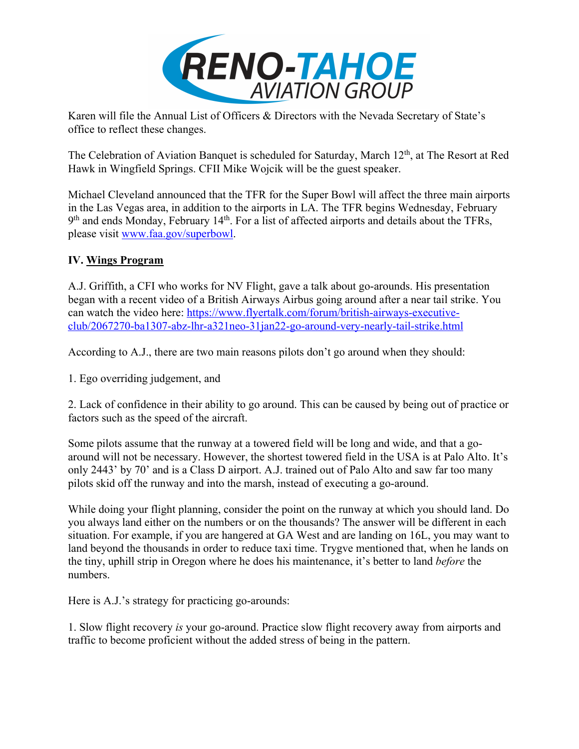Karen will file the Annual List of Officers & Directors with the Nevada Secretary of State's office to reflect these changes.

The Celebration of Aviation Banquet is scheduled for Saturday, March 12th, at The Resort at Red Hawk in Wingfield Springs. CFII Mike Wojcik will be the guest speaker.

Michael Cleveland announced that the TFR for the Super Bowl will affect the three main airports in the Las Vegas area, in addition to the airports in LA. The TFR begins Wednesday, February 9th and ends Monday, February 14th. For a list of affected airports and details about the TFRs, please visit [www.faa.gov/superbowl](http://www.faa.gov/superbowl).

## IV. Wings Program

A.J. Griffith, a CFI who works for NV Flight, gave a talk about go-arounds. His presentation began with a recent video of a British Airways Airbus going around after a near tail strike. You can watch the video here: [https://www.flyertalk.com/forum/british-airways-executive-club/2067270-ba1307-abz-lhr-a321neo-31jan22-go-around-very-nearly-tail-strike.html](https://www.flyertalk.com/forum/british-airways-executive-club/2067270-ba1307-abz-lhr-a321neo-31jan22-go-around-very-nearly-tail-strike.html)

According to A.J., there are two main reasons pilots don't go around when they should:

1. Ego overriding judgement, and

2. Lack of confidence in their ability to go around. This can be caused by being out of practice or factors such as the speed of the aircraft.

Some pilots assume that the runway at a towered field will be long and wide, and that a go-around will not be necessary. However, the shortest towered field in the USA is at Palo Alto. It's only 2443' by 70' and is a Class D airport. A.J. trained out of Palo Alto and saw far too many pilots skid off the runway and into the marsh, instead of executing a go-around.

While doing your flight planning, consider the point on the runway at which you should land. Do you always land either on the numbers or on the thousands? The answer will be different in each situation. For example, if you are hangered at GA West and are landing on 16L, you may want to land beyond the thousands in order to reduce taxi time. Trygve mentioned that, when he lands on the tiny, uphill strip in Oregon where he does his maintenance, it's better to land *before* the numbers.

Here is A.J.'s strategy for practicing go-arounds:

1. Slow flight recovery *is* your go-around. Practice slow flight recovery away from airports and traffic to become proficient without the added stress of being in the pattern.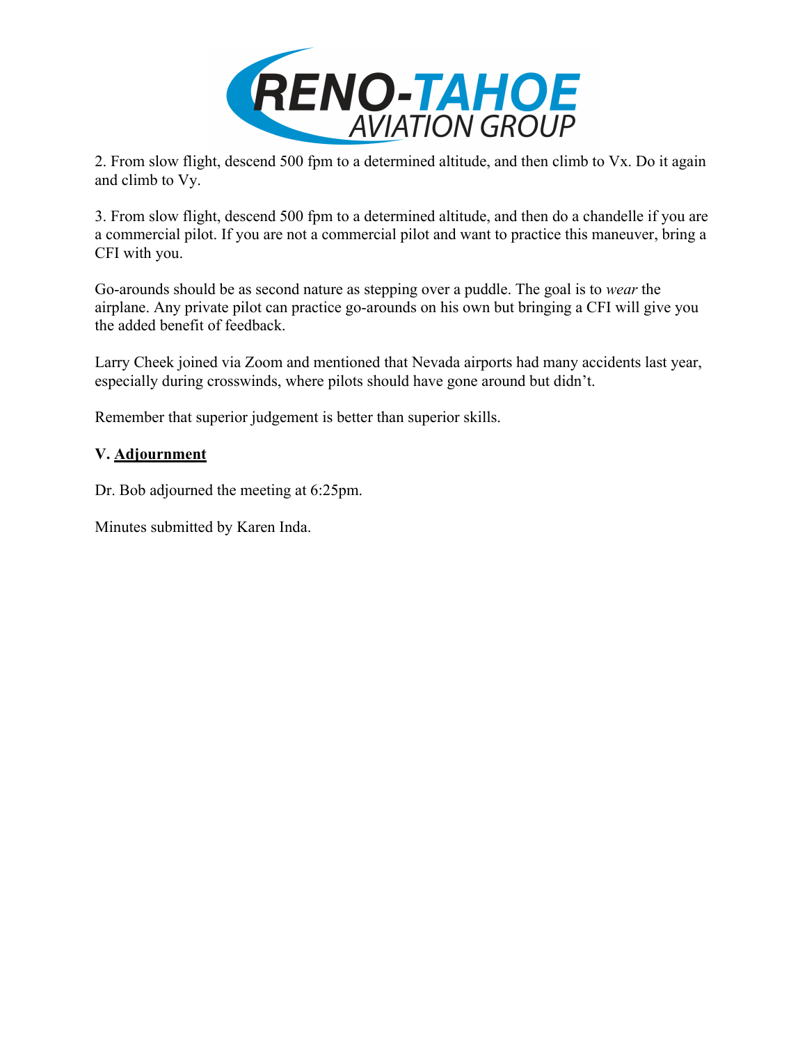2. From slow flight, descend 500 fpm to a determined altitude, and then climb to Vx. Do it again and climb to Vy.

3. From slow flight, descend 500 fpm to a determined altitude, and then do a chandelle if you are a commercial pilot. If you are not a commercial pilot and want to practice this maneuver, bring a CFI with you.

Go-arounds should be as second nature as stepping over a puddle. The goal is to *wear* the airplane. Any private pilot can practice go-arounds on his own but bringing a CFI will give you the added benefit of feedback.

Larry Cheek joined via Zoom and mentioned that Nevada airports had many accidents last year, especially during crosswinds, where pilots should have gone around but didn't.

Remember that superior judgement is better than superior skills.

**V. <u>Adjournment</u>**

Dr. Bob adjourned the meeting at 6:25pm.

Minutes submitted by Karen Inda.